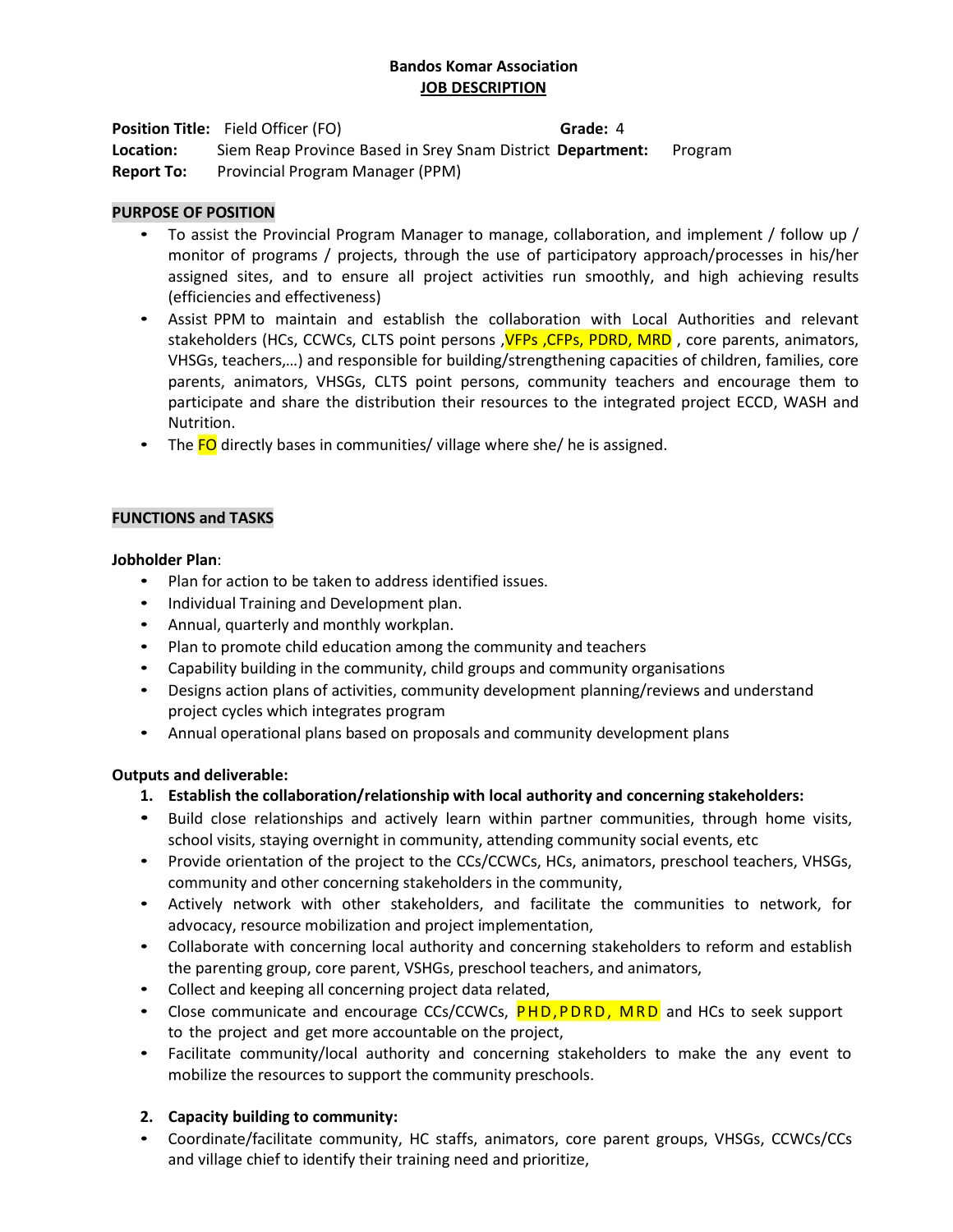# Bandos Komar Association

## JOB DESCRIPTION

**Position Title:** Field Officer (FO) **Grade:** 4
**Location:** Siem Reap Province Based in Srey Snam District **Department:** Program
**Report To:** Provincial Program Manager (PPM)

## PURPOSE OF POSITION

- To assist the Provincial Program Manager to manage, collaboration, and implement / follow up / monitor of programs / projects, through the use of participatory approach/processes in his/her assigned sites, and to ensure all project activities run smoothly, and high achieving results (efficiencies and effectiveness)
- Assist PPM to maintain and establish the collaboration with Local Authorities and relevant stakeholders (HCs, CCWCs, CLTS point persons ,VFPs ,CFPs, PDRD, MRD , core parents, animators, VHSGs, teachers,…) and responsible for building/strengthening capacities of children, families, core parents, animators, VHSGs, CLTS point persons, community teachers and encourage them to participate and share the distribution their resources to the integrated project ECCD, WASH and Nutrition.
- The FO directly bases in communities/ village where she/ he is assigned.

## FUNCTIONS and TASKS

**Jobholder Plan**:

- Plan for action to be taken to address identified issues.
- Individual Training and Development plan.
- Annual, quarterly and monthly workplan.
- Plan to promote child education among the community and teachers
- Capability building in the community, child groups and community organisations
- Designs action plans of activities, community development planning/reviews and understand project cycles which integrates program
- Annual operational plans based on proposals and community development plans

**Outputs and deliverable:**

1. **Establish the collaboration/relationship with local authority and concerning stakeholders:**

- Build close relationships and actively learn within partner communities, through home visits, school visits, staying overnight in community, attending community social events, etc
- Provide orientation of the project to the CCs/CCWCs, HCs, animators, preschool teachers, VHSGs, community and other concerning stakeholders in the community,
- Actively network with other stakeholders, and facilitate the communities to network, for advocacy, resource mobilization and project implementation,
- Collaborate with concerning local authority and concerning stakeholders to reform and establish the parenting group, core parent, VSHGs, preschool teachers, and animators,
- Collect and keeping all concerning project data related,
- Close communicate and encourage CCs/CCWCs, PHD,PDRD, MRD and HCs to seek support to the project and get more accountable on the project,
- Facilitate community/local authority and concerning stakeholders to make the any event to mobilize the resources to support the community preschools.

2. **Capacity building to community:**

- Coordinate/facilitate community, HC staffs, animators, core parent groups, VHSGs, CCWCs/CCs and village chief to identify their training need and prioritize,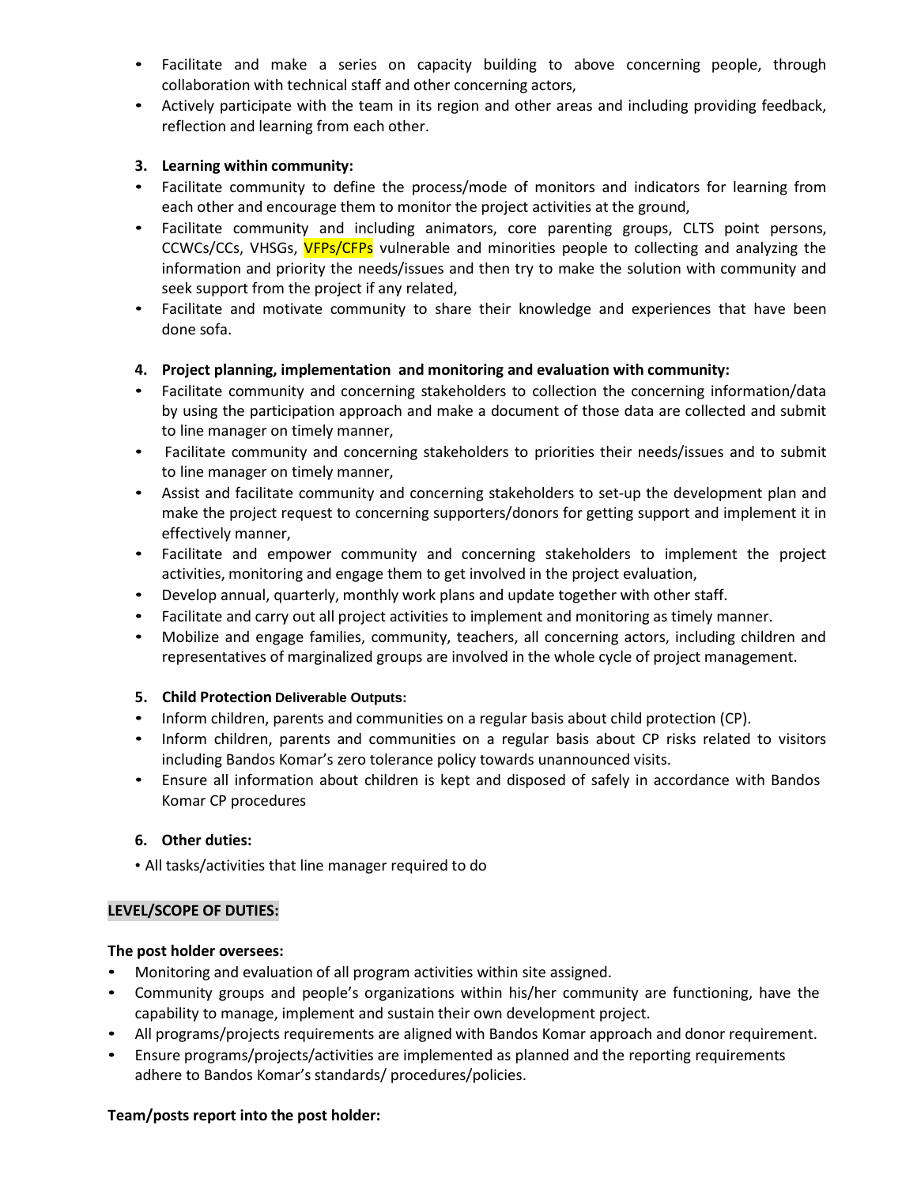- Facilitate and make a series on capacity building to above concerning people, through collaboration with technical staff and other concerning actors,
- Actively participate with the team in its region and other areas and including providing feedback, reflection and learning from each other.

**3. Learning within community:**

- Facilitate community to define the process/mode of monitors and indicators for learning from each other and encourage them to monitor the project activities at the ground,
- Facilitate community and including animators, core parenting groups, CLTS point persons, CCWCs/CCs, VHSGs, VFPs/CFPs vulnerable and minorities people to collecting and analyzing the information and priority the needs/issues and then try to make the solution with community and seek support from the project if any related,
- Facilitate and motivate community to share their knowledge and experiences that have been done sofa.

**4. Project planning, implementation and monitoring and evaluation with community:**

- Facilitate community and concerning stakeholders to collection the concerning information/data by using the participation approach and make a document of those data are collected and submit to line manager on timely manner,
- Facilitate community and concerning stakeholders to priorities their needs/issues and to submit to line manager on timely manner,
- Assist and facilitate community and concerning stakeholders to set-up the development plan and make the project request to concerning supporters/donors for getting support and implement it in effectively manner,
- Facilitate and empower community and concerning stakeholders to implement the project activities, monitoring and engage them to get involved in the project evaluation,
- Develop annual, quarterly, monthly work plans and update together with other staff.
- Facilitate and carry out all project activities to implement and monitoring as timely manner.
- Mobilize and engage families, community, teachers, all concerning actors, including children and representatives of marginalized groups are involved in the whole cycle of project management.

**5. Child Protection Deliverable Outputs:**

- Inform children, parents and communities on a regular basis about child protection (CP).
- Inform children, parents and communities on a regular basis about CP risks related to visitors including Bandos Komar's zero tolerance policy towards unannounced visits.
- Ensure all information about children is kept and disposed of safely in accordance with Bandos Komar CP procedures

**6. Other duties:**

- All tasks/activities that line manager required to do

**LEVEL/SCOPE OF DUTIES:**

**The post holder oversees:**

- Monitoring and evaluation of all program activities within site assigned.
- Community groups and people's organizations within his/her community are functioning, have the capability to manage, implement and sustain their own development project.
- All programs/projects requirements are aligned with Bandos Komar approach and donor requirement.
- Ensure programs/projects/activities are implemented as planned and the reporting requirements adhere to Bandos Komar's standards/ procedures/policies.

**Team/posts report into the post holder:**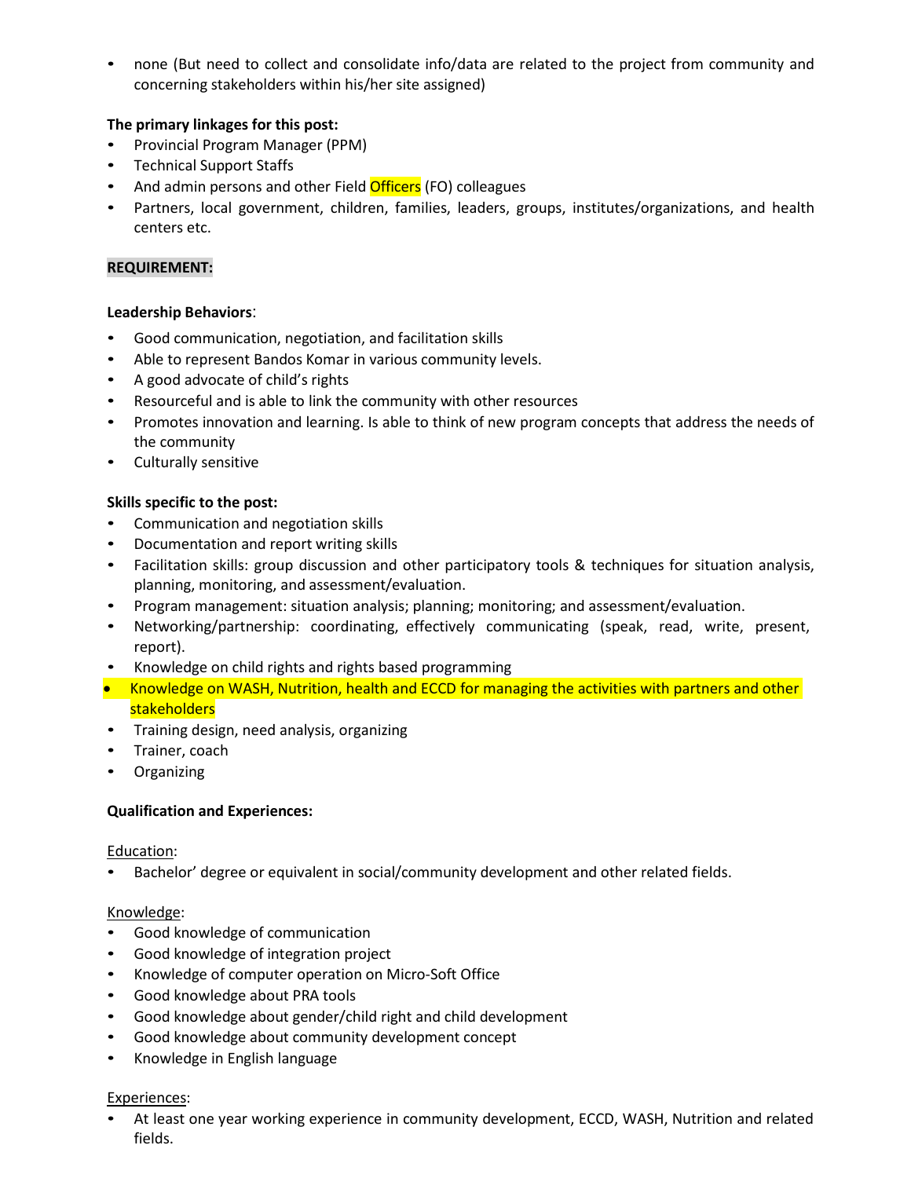- none (But need to collect and consolidate info/data are related to the project from community and concerning stakeholders within his/her site assigned)

**The primary linkages for this post:**

- Provincial Program Manager (PPM)
- Technical Support Staffs
- And admin persons and other Field Officers (FO) colleagues
- Partners, local government, children, families, leaders, groups, institutes/organizations, and health centers etc.

**REQUIREMENT:**

**Leadership Behaviors**:

- Good communication, negotiation, and facilitation skills
- Able to represent Bandos Komar in various community levels.
- A good advocate of child's rights
- Resourceful and is able to link the community with other resources
- Promotes innovation and learning. Is able to think of new program concepts that address the needs of the community
- Culturally sensitive

**Skills specific to the post:**

- Communication and negotiation skills
- Documentation and report writing skills
- Facilitation skills: group discussion and other participatory tools & techniques for situation analysis, planning, monitoring, and assessment/evaluation.
- Program management: situation analysis; planning; monitoring; and assessment/evaluation.
- Networking/partnership: coordinating, effectively communicating (speak, read, write, present, report).
- Knowledge on child rights and rights based programming
- Knowledge on WASH, Nutrition, health and ECCD for managing the activities with partners and other stakeholders
- Training design, need analysis, organizing
- Trainer, coach
- Organizing

**Qualification and Experiences:**

Education:

- Bachelor' degree or equivalent in social/community development and other related fields.

Knowledge:

- Good knowledge of communication
- Good knowledge of integration project
- Knowledge of computer operation on Micro-Soft Office
- Good knowledge about PRA tools
- Good knowledge about gender/child right and child development
- Good knowledge about community development concept
- Knowledge in English language

Experiences:

- At least one year working experience in community development, ECCD, WASH, Nutrition and related fields.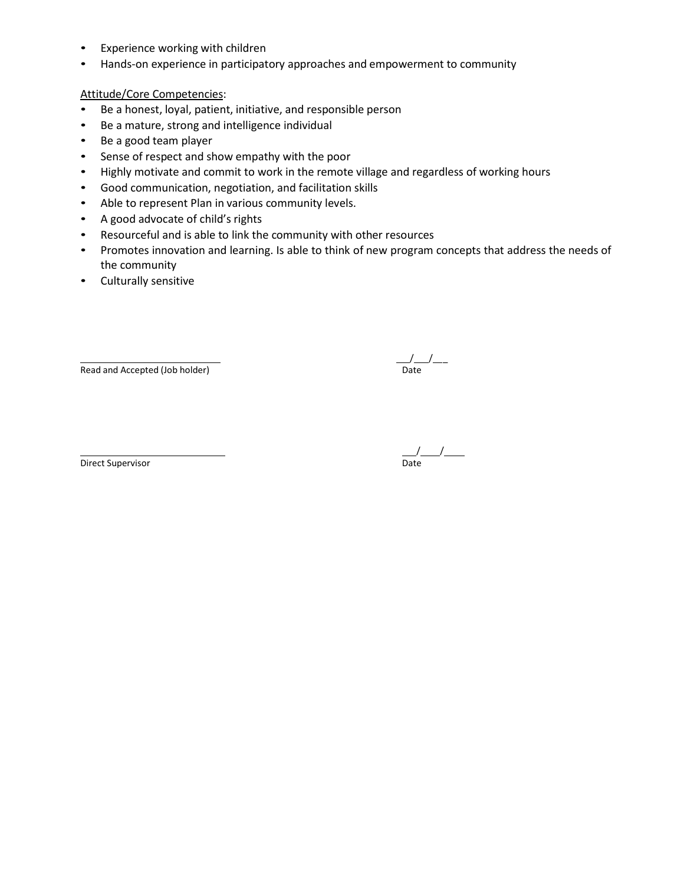- Experience working with children
- Hands-on experience in participatory approaches and empowerment to community

Attitude/Core Competencies:

- Be a honest, loyal, patient, initiative, and responsible person
- Be a mature, strong and intelligence individual
- Be a good team player
- Sense of respect and show empathy with the poor
- Highly motivate and commit to work in the remote village and regardless of working hours
- Good communication, negotiation, and facilitation skills
- Able to represent Plan in various community levels.
- A good advocate of child's rights
- Resourceful and is able to link the community with other resources
- Promotes innovation and learning. Is able to think of new program concepts that address the needs of the community
- Culturally sensitive

\_\_\_\_\_\_\_\_\_\_\_\_\_\_\_\_\_\_\_\_\_\_\_\_\_\_ &nbsp;&nbsp;&nbsp;&nbsp;&nbsp;&nbsp;&nbsp;&nbsp;&nbsp;&nbsp;&nbsp;&nbsp;&nbsp;&nbsp;&nbsp;&nbsp;&nbsp;&nbsp;&nbsp;&nbsp; ___/___/___

Read and Accepted (Job holder) &nbsp;&nbsp;&nbsp;&nbsp;&nbsp;&nbsp;&nbsp;&nbsp;&nbsp;&nbsp;&nbsp;&nbsp;&nbsp;&nbsp;&nbsp;&nbsp;&nbsp;&nbsp;&nbsp;&nbsp; Date

\_\_\_\_\_\_\_\_\_\_\_\_\_\_\_\_\_\_\_\_\_\_\_\_\_\_ &nbsp;&nbsp;&nbsp;&nbsp;&nbsp;&nbsp;&nbsp;&nbsp;&nbsp;&nbsp;&nbsp;&nbsp;&nbsp;&nbsp;&nbsp;&nbsp;&nbsp;&nbsp;&nbsp;&nbsp; ___/____/____

Direct Supervisor &nbsp;&nbsp;&nbsp;&nbsp;&nbsp;&nbsp;&nbsp;&nbsp;&nbsp;&nbsp;&nbsp;&nbsp;&nbsp;&nbsp;&nbsp;&nbsp;&nbsp;&nbsp;&nbsp;&nbsp; Date